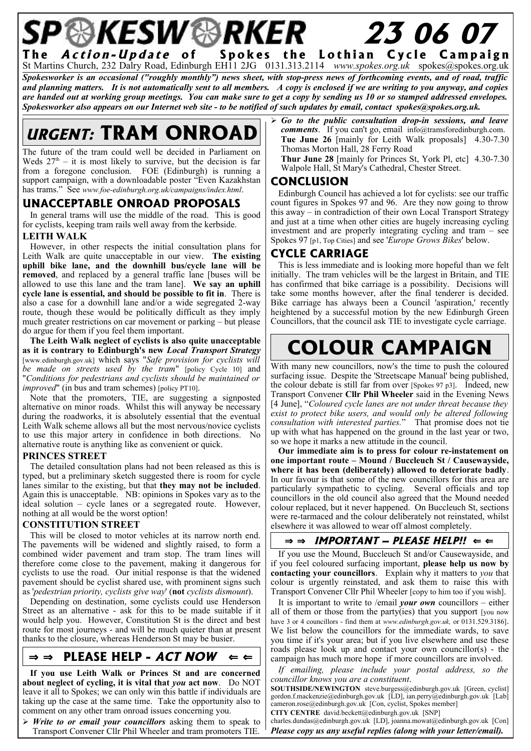# SPOKESWORKER 23 06 07

**The *Action-Update* of Spokes the Lothian Cycle Campaign**

St Martins Church, 232 Dalry Road, Edinburgh EH11 2JG 0131.313.2114 *www.spokes.org.uk* spokes@spokes.org.uk

***Spokesworker is an occasional ("roughly monthly") news sheet, with stop-press news of forthcoming events, and of road, traffic and planning matters. It is not automatically sent to all members. A copy is enclosed if we are writing to you anyway, and copies are handed out at working group meetings. You can make sure to get a copy by sending us 10 or so stamped addressed envelopes. Spokesworker also appears on our Internet web site - to be notified of such updates by email, contact spokes@spokes.org.uk.***

## *URGENT:* TRAM ONROAD

The future of the tram could well be decided in Parliament on Weds 27th – it is most likely to survive, but the decision is far from a foregone conclusion. FOE (Edinburgh) is running a support campaign, with a downloadable poster "Even Kazakhstan has trams." See *www.foe-edinburgh.org.uk/campaigns/index.html*.

### UNACCEPTABLE ONROAD PROPOSALS

In general trams will use the middle of the road. This is good for cyclists, keeping tram rails well away from the kerbside.

#### LEITH WALK

However, in other respects the initial consultation plans for Leith Walk are quite unacceptable in our view. **The existing uphill bike lane, and the downhill bus/cycle lane will be removed**, and replaced by a general traffic lane [buses will be allowed to use this lane and the tram lane]. **We say an uphill cycle lane is essential, and should be possible to fit in**. There is also a case for a downhill lane and/or a wide segregated 2-way route, though these would be politically difficult as they imply much greater restrictions on car movement or parking – but please do argue for them if you feel them important.

**The Leith Walk neglect of cyclists is also quite unacceptable as it is contrary to Edinburgh's new *Local Transport Strategy*** [www.edinburgh.gov.uk] which says "*Safe provision for cyclists will be made on streets used by the tram*" [policy Cycle 10] and "*Conditions for pedestrians and cyclists should be maintained or improved*" (in bus and tram schemes) [policy PT10].

Note that the promoters, TIE, are suggesting a signposted alternative on minor roads. Whilst this will anyway be necessary during the roadworks, it is absolutely essential that the eventual Leith Walk scheme allows all but the most nervous/novice cyclists to use this major artery in confidence in both directions. No alternative route is anything like as convenient or quick.

#### PRINCES STREET

The detailed consultation plans had not been released as this is typed, but a preliminary sketch suggested there is room for cycle lanes similar to the existing, but that **they may not be included**. Again this is unacceptable. NB: opinions in Spokes vary as to the ideal solution – cycle lanes or a segregated route. However, nothing at all would be the worst option!

#### CONSTITUTION STREET

This will be closed to motor vehicles at its narrow north end. The pavements will be widened and slightly raised, to form a combined wider pavement and tram stop. The tram lines will therefore come close to the pavement, making it dangerous for cyclists to use the road. Our initial response is that the widened pavement should be cyclist shared use, with prominent signs such as '*pedestrian priority, cyclists give way*' (**not** *cyclists dismount*).

Depending on destination, some cyclists could use Henderson Street as an alternative - ask for this to be made suitable if it would help you. However, Constitution St is the direct and best route for most journeys - and will be much quieter than at present thanks to the closure, whereas Henderson St may be busier.

### ⇒ ⇒ PLEASE HELP - *ACT NOW* ⇐ ⇐

**If you use Leith Walk or Princes St and are concerned about neglect of cycling, it is vital that *you* act now**. Do NOT leave it all to Spokes; we can only win this battle if individuals are taking up the case at the same time. Take the opportunity also to comment on any other tram onroad issues concerning you.

- ***Write to or email your councillors*** asking them to speak to Transport Convener Cllr Phil Wheeler and tram promoters TIE.
- ***Go to the public consultation drop-in sessions, and leave comments***. If you can't go, email info@tramsforedinburgh.com.
  **Tue June 26** [mainly for Leith Walk proposals] 4.30-7.30 Thomas Morton Hall, 28 Ferry Road
  **Thur June 28** [mainly for Princes St, York Pl, etc] 4.30-7.30 Walpole Hall, St Mary's Cathedral, Chester Street.

### CONCLUSION

Edinburgh Council has achieved a lot for cyclists: see our traffic count figures in Spokes 97 and 96. Are they now going to throw this away – in contradiction of their own Local Transport Strategy and just at a time when other cities are hugely increasing cycling investment and are properly integrating cycling and tram – see Spokes 97 [p1, Top Cities] and see '*Europe Grows Bikes*' below.

### CYCLE CARRIAGE

This is less immediate and is looking more hopeful than we felt initially. The tram vehicles will be the largest in Britain, and TIE has confirmed that bike carriage is a possibility. Decisions will take some months however, after the final tenderer is decided. Bike carriage has always been a Council 'aspiration,' recently heightened by a successful motion by the new Edinburgh Green Councillors, that the council ask TIE to investigate cycle carriage.

## COLOUR CAMPAIGN

With many new councillors, now's the time to push the coloured surfacing issue. Despite the 'Streetscape Manual' being published, the colour debate is still far from over [Spokes 97 p3]. Indeed, new Transport Convener **Cllr Phil Wheeler** said in the Evening News [4 June], "*Coloured cycle lanes are not under threat because they exist to protect bike users, and would only be altered following consultation with interested parties.*" That promise does not tie up with what has happened on the ground in the last year or two, so we hope it marks a new attitude in the council.

**Our immediate aim is to press for colour re-instatement on one important route – Mound / Buccleuch St / Causewayside, where it has been (deliberately) allowed to deteriorate badly**. In our favour is that some of the new councillors for this area are particularly sympathetic to cycling. Several officials and top councillors in the old council also agreed that the Mound needed colour replaced, but it never happened. On Buccleuch St, sections were re-tarmaced and the colour deliberately not reinstated, whilst elsewhere it was allowed to wear off almost completely.

### ⇒ ⇒ *IMPORTANT – PLEASE HELP!!* ⇐ ⇐

If you use the Mound, Buccleuch St and/or Causewayside, and if you feel coloured surfacing important, **please help us now by contacting your councillors**. Explain why it matters to *you* that colour is urgently reinstated, and ask them to raise this with Transport Convener Cllr Phil Wheeler [copy to him too if you wish].

It is important to write to /email ***your own*** councillors – either all of them or those from the party(ies) that you support [you now have 3 or 4 councillors - find them at *www.edinburgh.gov.uk,* or 0131.529.3186]. We list below the councillors for the immediate wards, to save you time if it's your area; but if you live elsewhere and use these roads please look up and contact your own councillor(s) - the campaign has much more hope if more councillors are involved.

*If emailing, please include your postal address, so the councillor knows you are a constituent*.

**SOUTHSIDE/NEWINGTON** steve.burgess@edinburgh.gov.uk [Green, cyclist] gordon.f.mackenzie@edinburgh.gov.uk [LD], ian.perry@edinburgh.gov.uk [Lab] cameron.rose@edinburgh.gov.uk [Con, cyclist, Spokes member]

**CITY CENTRE** david.beckett@edinburgh.gov.uk [SNP] charles.dundas@edinburgh.gov.uk [LD], joanna.mowat@edinburgh.gov.uk [Con]

***Please copy us any useful replies (along with your letter/email).***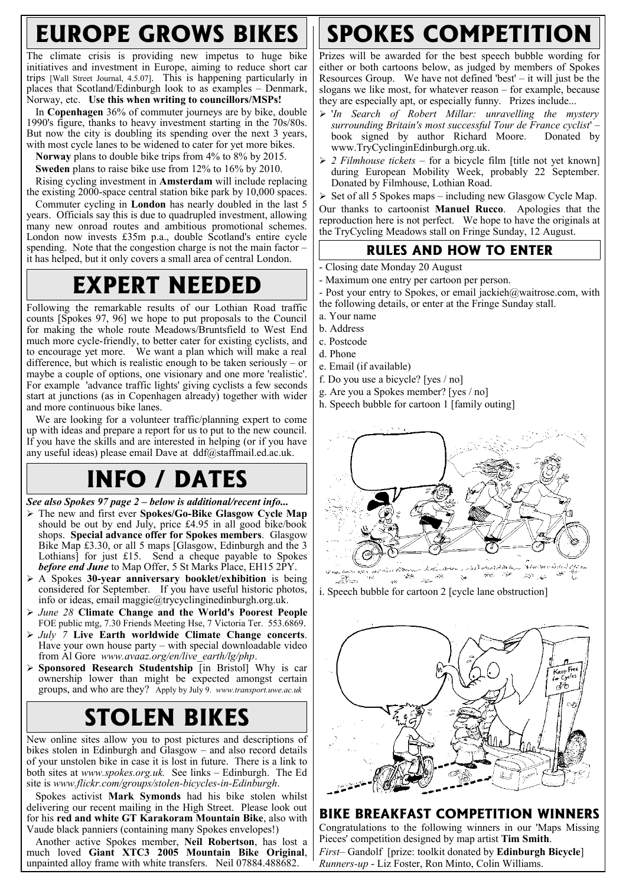# EUROPE GROWS BIKES

The climate crisis is providing new impetus to huge bike initiatives and investment in Europe, aiming to reduce short car trips [Wall Street Journal, 4.5.07]. This is happening particularly in places that Scotland/Edinburgh look to as examples – Denmark, Norway, etc. **Use this when writing to councillors/MSPs!**

In **Copenhagen** 36% of commuter journeys are by bike, double 1990's figure, thanks to heavy investment starting in the 70s/80s. But now the city is doubling its spending over the next 3 years, with most cycle lanes to be widened to cater for yet more bikes.

**Norway** plans to double bike trips from 4% to 8% by 2015.

**Sweden** plans to raise bike use from 12% to 16% by 2010.

Rising cycling investment in **Amsterdam** will include replacing the existing 2000-space central station bike park by 10,000 spaces.

Commuter cycling in **London** has nearly doubled in the last 5 years. Officials say this is due to quadrupled investment, allowing many new onroad routes and ambitious promotional schemes. London now invests £35m p.a., double Scotland's entire cycle spending. Note that the congestion charge is not the main factor – it has helped, but it only covers a small area of central London.

# EXPERT NEEDED

Following the remarkable results of our Lothian Road traffic counts [Spokes 97, 96] we hope to put proposals to the Council for making the whole route Meadows/Bruntsfield to West End much more cycle-friendly, to better cater for existing cyclists, and to encourage yet more. We want a plan which will make a real difference, but which is realistic enough to be taken seriously – or maybe a couple of options, one visionary and one more 'realistic'. For example 'advance traffic lights' giving cyclists a few seconds start at junctions (as in Copenhagen already) together with wider and more continuous bike lanes.

We are looking for a volunteer traffic/planning expert to come up with ideas and prepare a report for us to put to the new council. If you have the skills and are interested in helping (or if you have any useful ideas) please email Dave at ddf@staffmail.ed.ac.uk.

# INFO / DATES

***See also Spokes 97 page 2 – below is additional/recent info...***

- The new and first ever **Spokes/Go-Bike Glasgow Cycle Map** should be out by end July, price £4.95 in all good bike/book shops. **Special advance offer for Spokes members**. Glasgow Bike Map £3.30, or all 5 maps [Glasgow, Edinburgh and the 3 Lothians] for just £15. Send a cheque payable to Spokes ***before end June*** to Map Offer, 5 St Marks Place, EH15 2PY.
- A Spokes **30-year anniversary booklet/exhibition** is being considered for September. If you have useful historic photos, info or ideas, email maggie@trycyclinginedinburgh.org.uk.
- *June 28* **Climate Change and the World's Poorest People** FOE public mtg, 7.30 Friends Meeting Hse, 7 Victoria Ter. 553.6869.
- *July 7* **Live Earth worldwide Climate Change concerts**. Have your own house party – with special downloadable video from Al Gore *www.avaaz.org/en/live_earth/lg/php*.
- **Sponsored Research Studentship** [in Bristol] Why is car ownership lower than might be expected amongst certain groups, and who are they? Apply by July 9. *www.transport.uwe.ac.uk*

# STOLEN BIKES

New online sites allow you to post pictures and descriptions of bikes stolen in Edinburgh and Glasgow – and also record details of your unstolen bike in case it is lost in future. There is a link to both sites at *www.spokes.org.uk.* See links – Edinburgh. The Ed site is *www.flickr.com/groups/stolen-bicycles-in-Edinburgh*.

Spokes activist **Mark Symonds** had his bike stolen whilst delivering our recent mailing in the High Street. Please look out for his **red and white GT Karakoram Mountain Bike**, also with Vaude black panniers (containing many Spokes envelopes!)

Another active Spokes member, **Neil Robertson**, has lost a much loved **Giant XTC3 2005 Mountain Bike Original**, unpainted alloy frame with white transfers. Neil 07884.488682.

# SPOKES COMPETITION

Prizes will be awarded for the best speech bubble wording for either or both cartoons below, as judged by members of Spokes Resources Group. We have not defined 'best' – it will just be the slogans we like most, for whatever reason – for example, because they are especially apt, or especially funny. Prizes include...

- *'In Search of Robert Millar: unravelling the mystery surrounding Britain's most successful Tour de France cyclist'* – book signed by author Richard Moore. Donated by www.TryCyclinginEdinburgh.org.uk.
- *2 Filmhouse tickets* – for a bicycle film [title not yet known] during European Mobility Week, probably 22 September. Donated by Filmhouse, Lothian Road.
- Set of all 5 Spokes maps – including new Glasgow Cycle Map.

Our thanks to cartoonist **Manuel Rucco**. Apologies that the reproduction here is not perfect. We hope to have the originals at the TryCycling Meadows stall on Fringe Sunday, 12 August.

## RULES AND HOW TO ENTER

- Closing date Monday 20 August
- Maximum one entry per cartoon per person.
- Post your entry to Spokes, or email jackieh@waitrose.com, with the following details, or enter at the Fringe Sunday stall.

a. Your name
b. Address
c. Postcode
d. Phone
e. Email (if available)
f. Do you use a bicycle? [yes / no]
g. Are you a Spokes member? [yes / no]
h. Speech bubble for cartoon 1 [family outing]

i. Speech bubble for cartoon 2 [cycle lane obstruction]

## BIKE BREAKFAST COMPETITION WINNERS

Congratulations to the following winners in our 'Maps Missing Pieces' competition designed by map artist **Tim Smith**.

*First*– Gandolf [prize: toolkit donated by **Edinburgh Bicycle**]

*Runners-up* - Liz Foster, Ron Minto, Colin Williams.